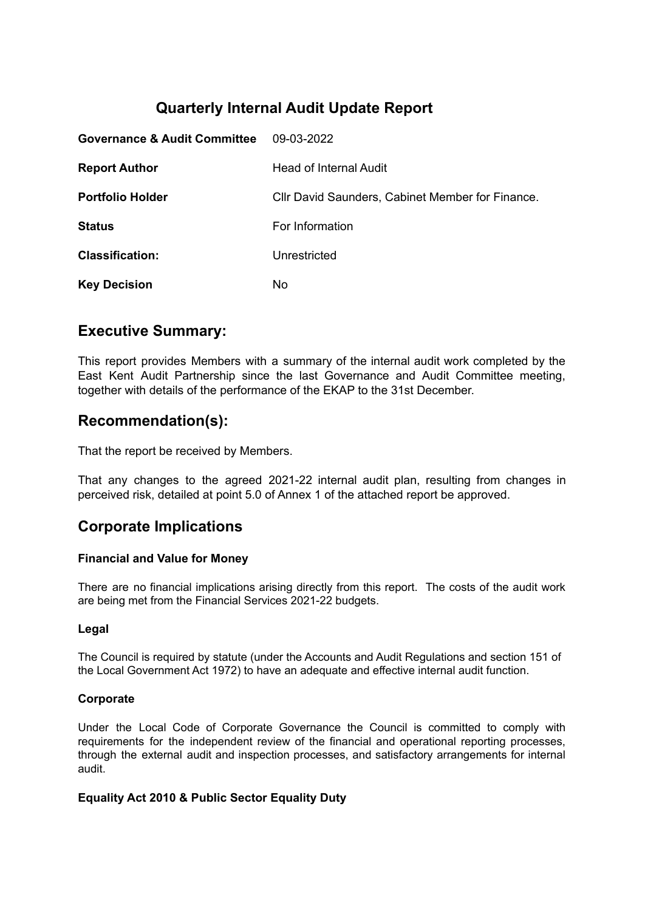# Quarterly Internal Audit Update Report

| | |
|---|---|
| **Governance & Audit Committee** | 09-03-2022 |
| **Report Author** | Head of Internal Audit |
| **Portfolio Holder** | Cllr David Saunders, Cabinet Member for Finance. |
| **Status** | For Information |
| **Classification:** | Unrestricted |
| **Key Decision** | No |

## Executive Summary:

This report provides Members with a summary of the internal audit work completed by the East Kent Audit Partnership since the last Governance and Audit Committee meeting, together with details of the performance of the EKAP to the 31st December.

## Recommendation(s):

That the report be received by Members.

That any changes to the agreed 2021-22 internal audit plan, resulting from changes in perceived risk, detailed at point 5.0 of Annex 1 of the attached report be approved.

## Corporate Implications

### Financial and Value for Money

There are no financial implications arising directly from this report. The costs of the audit work are being met from the Financial Services 2021-22 budgets.

### Legal

The Council is required by statute (under the Accounts and Audit Regulations and section 151 of the Local Government Act 1972) to have an adequate and effective internal audit function.

### Corporate

Under the Local Code of Corporate Governance the Council is committed to comply with requirements for the independent review of the financial and operational reporting processes, through the external audit and inspection processes, and satisfactory arrangements for internal audit.

### Equality Act 2010 & Public Sector Equality Duty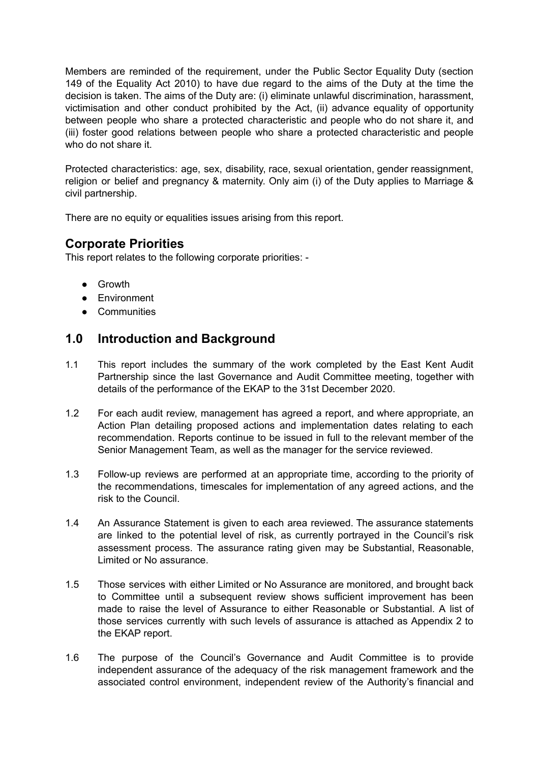Members are reminded of the requirement, under the Public Sector Equality Duty (section 149 of the Equality Act 2010) to have due regard to the aims of the Duty at the time the decision is taken. The aims of the Duty are: (i) eliminate unlawful discrimination, harassment, victimisation and other conduct prohibited by the Act, (ii) advance equality of opportunity between people who share a protected characteristic and people who do not share it, and (iii) foster good relations between people who share a protected characteristic and people who do not share it.

Protected characteristics: age, sex, disability, race, sexual orientation, gender reassignment, religion or belief and pregnancy & maternity. Only aim (i) of the Duty applies to Marriage & civil partnership.

There are no equity or equalities issues arising from this report.

## Corporate Priorities

This report relates to the following corporate priorities: -

- Growth
- Environment
- Communities

## 1.0 Introduction and Background

1.1 This report includes the summary of the work completed by the East Kent Audit Partnership since the last Governance and Audit Committee meeting, together with details of the performance of the EKAP to the 31st December 2020.

1.2 For each audit review, management has agreed a report, and where appropriate, an Action Plan detailing proposed actions and implementation dates relating to each recommendation. Reports continue to be issued in full to the relevant member of the Senior Management Team, as well as the manager for the service reviewed.

1.3 Follow-up reviews are performed at an appropriate time, according to the priority of the recommendations, timescales for implementation of any agreed actions, and the risk to the Council.

1.4 An Assurance Statement is given to each area reviewed. The assurance statements are linked to the potential level of risk, as currently portrayed in the Council's risk assessment process. The assurance rating given may be Substantial, Reasonable, Limited or No assurance.

1.5 Those services with either Limited or No Assurance are monitored, and brought back to Committee until a subsequent review shows sufficient improvement has been made to raise the level of Assurance to either Reasonable or Substantial. A list of those services currently with such levels of assurance is attached as Appendix 2 to the EKAP report.

1.6 The purpose of the Council's Governance and Audit Committee is to provide independent assurance of the adequacy of the risk management framework and the associated control environment, independent review of the Authority's financial and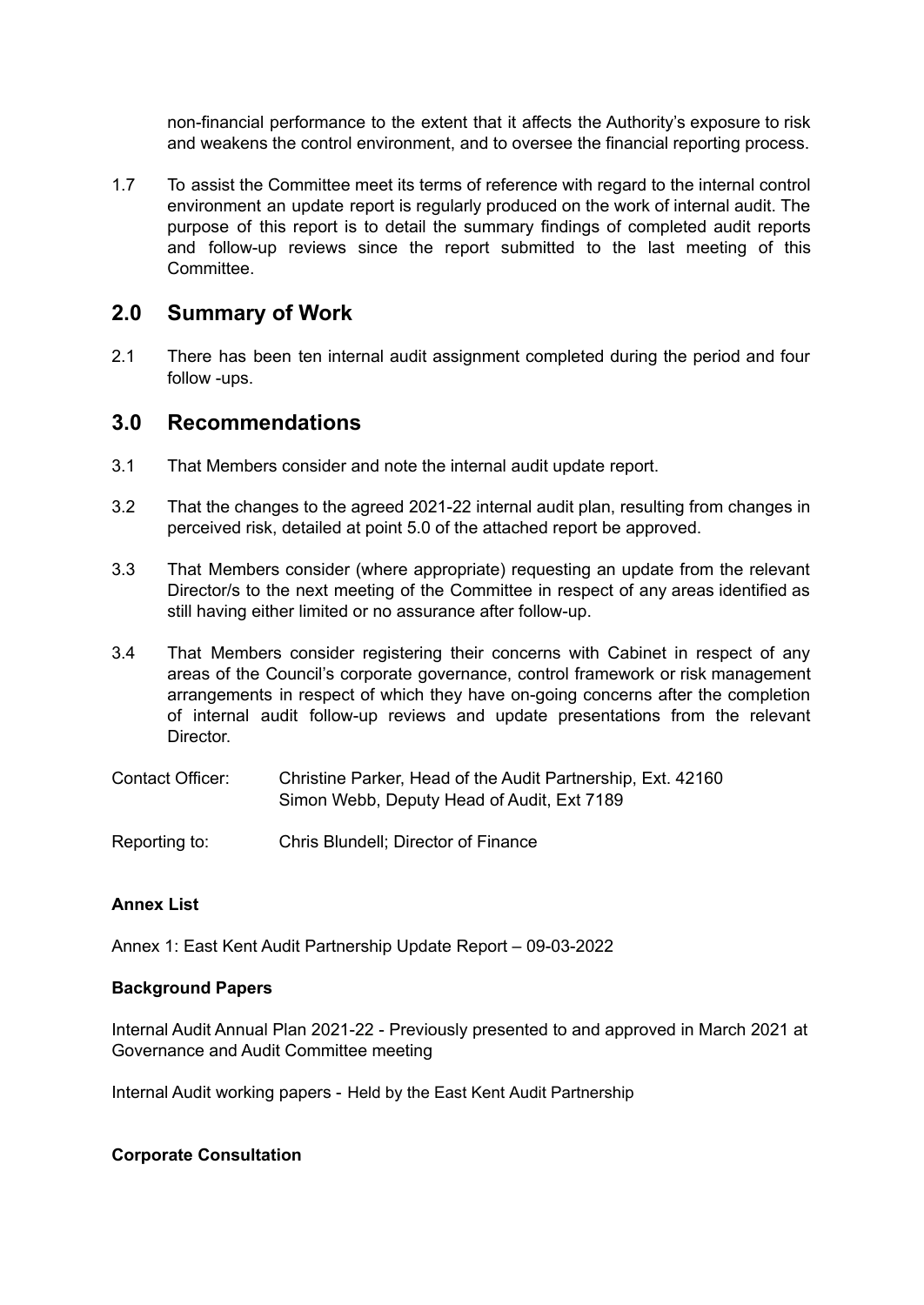non-financial performance to the extent that it affects the Authority's exposure to risk and weakens the control environment, and to oversee the financial reporting process.

1.7 To assist the Committee meet its terms of reference with regard to the internal control environment an update report is regularly produced on the work of internal audit. The purpose of this report is to detail the summary findings of completed audit reports and follow-up reviews since the report submitted to the last meeting of this Committee.

## 2.0 Summary of Work

2.1 There has been ten internal audit assignment completed during the period and four follow -ups.

## 3.0 Recommendations

3.1 That Members consider and note the internal audit update report.

3.2 That the changes to the agreed 2021-22 internal audit plan, resulting from changes in perceived risk, detailed at point 5.0 of the attached report be approved.

3.3 That Members consider (where appropriate) requesting an update from the relevant Director/s to the next meeting of the Committee in respect of any areas identified as still having either limited or no assurance after follow-up.

3.4 That Members consider registering their concerns with Cabinet in respect of any areas of the Council's corporate governance, control framework or risk management arrangements in respect of which they have on-going concerns after the completion of internal audit follow-up reviews and update presentations from the relevant Director.

Contact Officer: Christine Parker, Head of the Audit Partnership, Ext. 42160
Simon Webb, Deputy Head of Audit, Ext 7189

Reporting to: Chris Blundell; Director of Finance

**Annex List**

Annex 1: East Kent Audit Partnership Update Report – 09-03-2022

**Background Papers**

Internal Audit Annual Plan 2021-22 - Previously presented to and approved in March 2021 at Governance and Audit Committee meeting

Internal Audit working papers - Held by the East Kent Audit Partnership

**Corporate Consultation**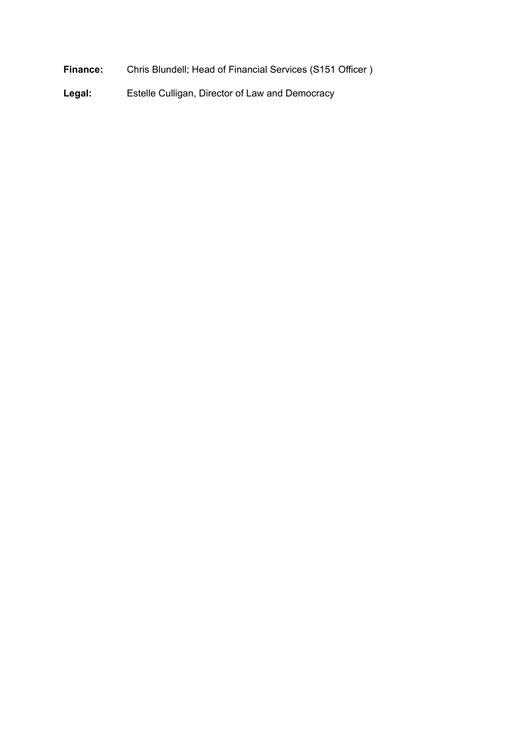**Finance:** Chris Blundell; Head of Financial Services (S151 Officer )

**Legal:** Estelle Culligan, Director of Law and Democracy